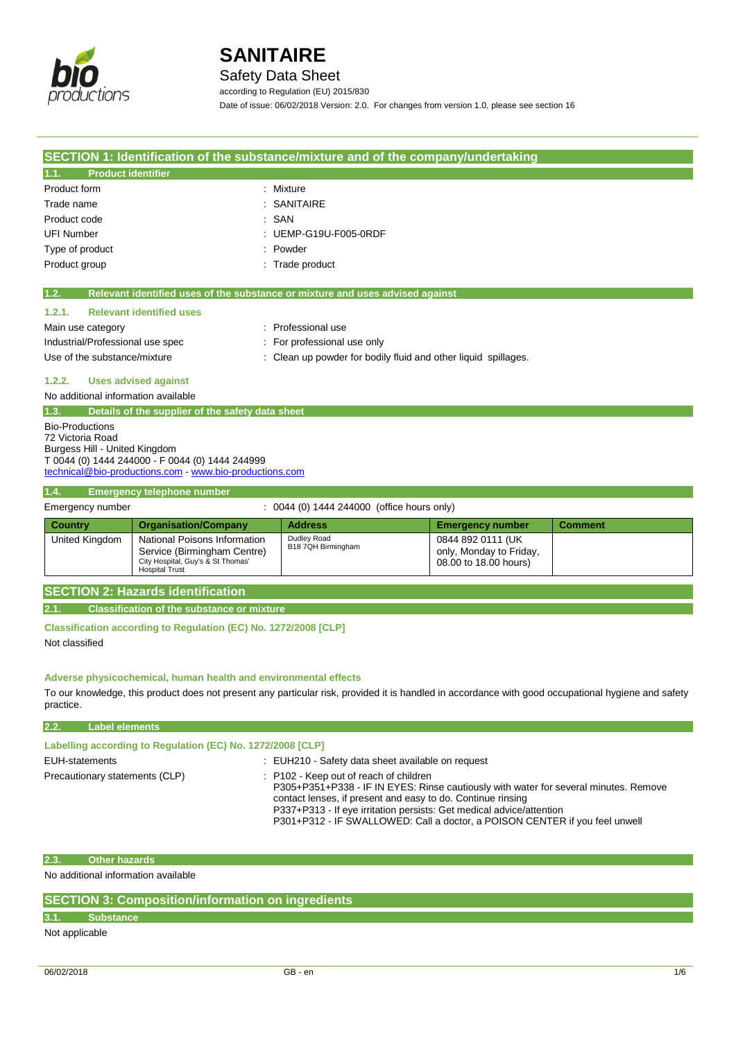# SANITAIRE

## Safety Data Sheet

according to Regulation (EU) 2015/830

Date of issue: 06/02/2018 Version: 2.0. For changes from version 1.0, please see section 16

## SECTION 1: Identification of the substance/mixture and of the company/undertaking

### 1.1. Product identifier

| | |
|---|---|
| Product form | : Mixture |
| Trade name | : SANITAIRE |
| Product code | : SAN |
| UFI Number | : UEMP-G19U-F005-0RDF |
| Type of product | : Powder |
| Product group | : Trade product |

### 1.2. Relevant identified uses of the substance or mixture and uses advised against

#### 1.2.1. Relevant identified uses

| | |
|---|---|
| Main use category | : Professional use |
| Industrial/Professional use spec | : For professional use only |
| Use of the substance/mixture | : Clean up powder for bodily fluid and other liquid spillages. |

#### 1.2.2. Uses advised against

No additional information available

### 1.3. Details of the supplier of the safety data sheet

Bio-Productions
72 Victoria Road
Burgess Hill - United Kingdom
T 0044 (0) 1444 244000 - F 0044 (0) 1444 244999
technical@bio-productions.com - www.bio-productions.com

### 1.4. Emergency telephone number

Emergency number : 0044 (0) 1444 244000 (office hours only)

| Country | Organisation/Company | Address | Emergency number | Comment |
|---|---|---|---|---|
| United Kingdom | National Poisons Information Service (Birmingham Centre) City Hospital, Guy's & St Thomas' Hospital Trust | Dudley Road B18 7QH Birmingham | 0844 892 0111 (UK only, Monday to Friday, 08.00 to 18.00 hours) | |

## SECTION 2: Hazards identification

### 2.1. Classification of the substance or mixture

**Classification according to Regulation (EC) No. 1272/2008 [CLP]**

Not classified

**Adverse physicochemical, human health and environmental effects**

To our knowledge, this product does not present any particular risk, provided it is handled in accordance with good occupational hygiene and safety practice.

### 2.2. Label elements

**Labelling according to Regulation (EC) No. 1272/2008 [CLP]**

EUH-statements : EUH210 - Safety data sheet available on request

Precautionary statements (CLP) :
P102 - Keep out of reach of children
P305+P351+P338 - IF IN EYES: Rinse cautiously with water for several minutes. Remove contact lenses, if present and easy to do. Continue rinsing
P337+P313 - If eye irritation persists: Get medical advice/attention
P301+P312 - IF SWALLOWED: Call a doctor, a POISON CENTER if you feel unwell

### 2.3. Other hazards

No additional information available

## SECTION 3: Composition/information on ingredients

### 3.1. Substance

Not applicable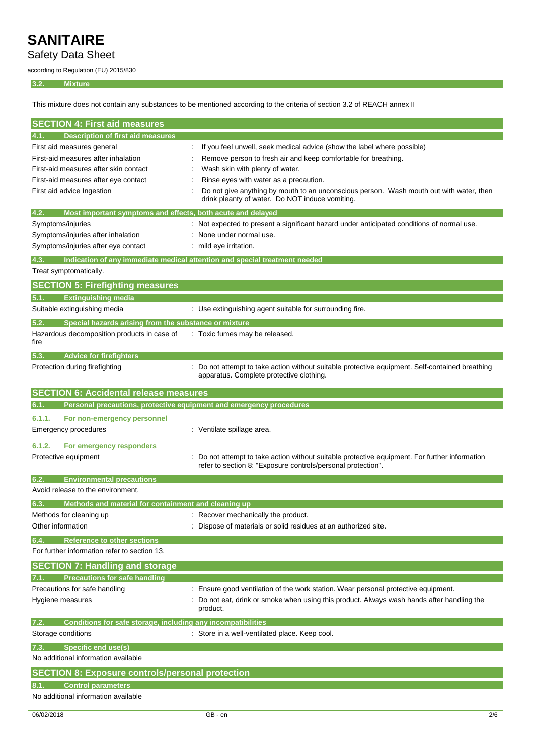### 3.2. Mixture

This mixture does not contain any substances to be mentioned according to the criteria of section 3.2 of REACH annex II

## SECTION 4: First aid measures

### 4.1. Description of first aid measures

| | |
|---|---|
| First aid measures general | : If you feel unwell, seek medical advice (show the label where possible) |
| First-aid measures after inhalation | : Remove person to fresh air and keep comfortable for breathing. |
| First-aid measures after skin contact | : Wash skin with plenty of water. |
| First-aid measures after eye contact | : Rinse eyes with water as a precaution. |
| First aid advice Ingestion | : Do not give anything by mouth to an unconscious person. Wash mouth out with water, then drink pleanty of water. Do NOT induce vomiting. |

### 4.2. Most important symptoms and effects, both acute and delayed

| | |
|---|---|
| Symptoms/injuries | : Not expected to present a significant hazard under anticipated conditions of normal use. |
| Symptoms/injuries after inhalation | : None under normal use. |
| Symptoms/injuries after eye contact | : mild eye irritation. |

### 4.3. Indication of any immediate medical attention and special treatment needed

Treat symptomatically.

## SECTION 5: Firefighting measures

### 5.1. Extinguishing media

| | |
|---|---|
| Suitable extinguishing media | : Use extinguishing agent suitable for surrounding fire. |

### 5.2. Special hazards arising from the substance or mixture

| | |
|---|---|
| Hazardous decomposition products in case of fire | : Toxic fumes may be released. |

### 5.3. Advice for firefighters

| | |
|---|---|
| Protection during firefighting | : Do not attempt to take action without suitable protective equipment. Self-contained breathing apparatus. Complete protective clothing. |

## SECTION 6: Accidental release measures

### 6.1. Personal precautions, protective equipment and emergency procedures

#### 6.1.1. For non-emergency personnel

| | |
|---|---|
| Emergency procedures | : Ventilate spillage area. |

#### 6.1.2. For emergency responders

| | |
|---|---|
| Protective equipment | : Do not attempt to take action without suitable protective equipment. For further information refer to section 8: "Exposure controls/personal protection". |

### 6.2. Environmental precautions

Avoid release to the environment.

### 6.3. Methods and material for containment and cleaning up

| | |
|---|---|
| Methods for cleaning up | : Recover mechanically the product. |
| Other information | : Dispose of materials or solid residues at an authorized site. |

### 6.4. Reference to other sections

For further information refer to section 13.

## SECTION 7: Handling and storage

### 7.1. Precautions for safe handling

| | |
|---|---|
| Precautions for safe handling | : Ensure good ventilation of the work station. Wear personal protective equipment. |
| Hygiene measures | : Do not eat, drink or smoke when using this product. Always wash hands after handling the product. |

### 7.2. Conditions for safe storage, including any incompatibilities

| | |
|---|---|
| Storage conditions | : Store in a well-ventilated place. Keep cool. |

### 7.3. Specific end use(s)

No additional information available

## SECTION 8: Exposure controls/personal protection

### 8.1. Control parameters

No additional information available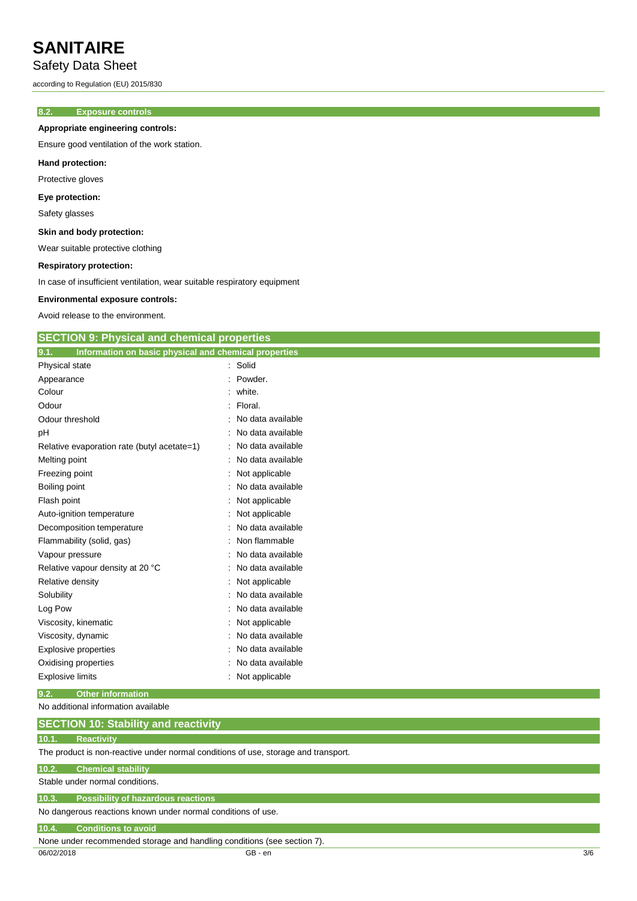### 8.2. Exposure controls

**Appropriate engineering controls:**

Ensure good ventilation of the work station.

**Hand protection:**

Protective gloves

**Eye protection:**

Safety glasses

**Skin and body protection:**

Wear suitable protective clothing

**Respiratory protection:**

In case of insufficient ventilation, wear suitable respiratory equipment

**Environmental exposure controls:**

Avoid release to the environment.

## SECTION 9: Physical and chemical properties

### 9.1. Information on basic physical and chemical properties

| Property | Value |
|---|---|
| Physical state | Solid |
| Appearance | Powder. |
| Colour | white. |
| Odour | Floral. |
| Odour threshold | No data available |
| pH | No data available |
| Relative evaporation rate (butyl acetate=1) | No data available |
| Melting point | No data available |
| Freezing point | Not applicable |
| Boiling point | No data available |
| Flash point | Not applicable |
| Auto-ignition temperature | Not applicable |
| Decomposition temperature | No data available |
| Flammability (solid, gas) | Non flammable |
| Vapour pressure | No data available |
| Relative vapour density at 20 °C | No data available |
| Relative density | Not applicable |
| Solubility | No data available |
| Log Pow | No data available |
| Viscosity, kinematic | Not applicable |
| Viscosity, dynamic | No data available |
| Explosive properties | No data available |
| Oxidising properties | No data available |
| Explosive limits | Not applicable |

### 9.2. Other information

No additional information available

## SECTION 10: Stability and reactivity

### 10.1. Reactivity

The product is non-reactive under normal conditions of use, storage and transport.

### 10.2. Chemical stability

Stable under normal conditions.

### 10.3. Possibility of hazardous reactions

No dangerous reactions known under normal conditions of use.

### 10.4. Conditions to avoid

None under recommended storage and handling conditions (see section 7).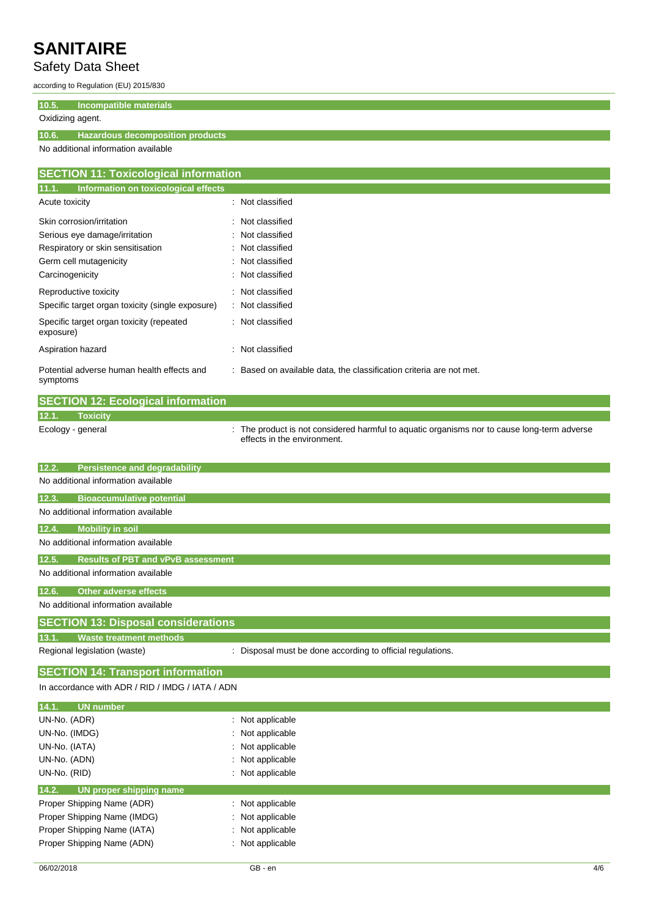### 10.5. Incompatible materials

Oxidizing agent.

### 10.6. Hazardous decomposition products

No additional information available

## SECTION 11: Toxicological information

### 11.1. Information on toxicological effects

| | |
|---|---|
| Acute toxicity | : Not classified |
| Skin corrosion/irritation | : Not classified |
| Serious eye damage/irritation | : Not classified |
| Respiratory or skin sensitisation | : Not classified |
| Germ cell mutagenicity | : Not classified |
| Carcinogenicity | : Not classified |
| Reproductive toxicity | : Not classified |
| Specific target organ toxicity (single exposure) | : Not classified |
| Specific target organ toxicity (repeated exposure) | : Not classified |
| Aspiration hazard | : Not classified |
| Potential adverse human health effects and symptoms | : Based on available data, the classification criteria are not met. |

## SECTION 12: Ecological information

### 12.1. Toxicity

| | |
|---|---|
| Ecology - general | : The product is not considered harmful to aquatic organisms nor to cause long-term adverse effects in the environment. |

### 12.2. Persistence and degradability

No additional information available

### 12.3. Bioaccumulative potential

No additional information available

### 12.4. Mobility in soil

No additional information available

### 12.5. Results of PBT and vPvB assessment

No additional information available

### 12.6. Other adverse effects

No additional information available

## SECTION 13: Disposal considerations

### 13.1. Waste treatment methods

| | |
|---|---|
| Regional legislation (waste) | : Disposal must be done according to official regulations. |

## SECTION 14: Transport information

In accordance with ADR / RID / IMDG / IATA / ADN

### 14.1. UN number

| | |
|---|---|
| UN-No. (ADR) | : Not applicable |
| UN-No. (IMDG) | : Not applicable |
| UN-No. (IATA) | : Not applicable |
| UN-No. (ADN) | : Not applicable |
| UN-No. (RID) | : Not applicable |

### 14.2. UN proper shipping name

| | |
|---|---|
| Proper Shipping Name (ADR) | : Not applicable |
| Proper Shipping Name (IMDG) | : Not applicable |
| Proper Shipping Name (IATA) | : Not applicable |
| Proper Shipping Name (ADN) | : Not applicable |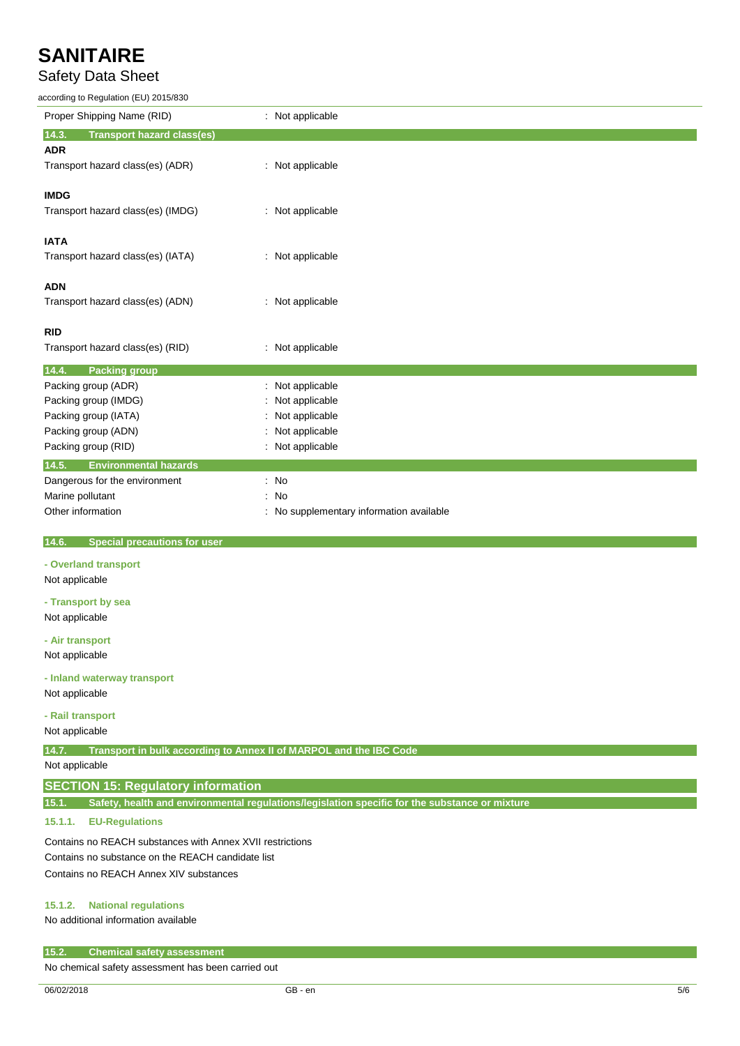| | |
|---|---|
| Proper Shipping Name (RID) | : Not applicable |

### 14.3. Transport hazard class(es)

**ADR**

| | |
|---|---|
| Transport hazard class(es) (ADR) | : Not applicable |

**IMDG**

| | |
|---|---|
| Transport hazard class(es) (IMDG) | : Not applicable |

**IATA**

| | |
|---|---|
| Transport hazard class(es) (IATA) | : Not applicable |

**ADN**

| | |
|---|---|
| Transport hazard class(es) (ADN) | : Not applicable |

**RID**

| | |
|---|---|
| Transport hazard class(es) (RID) | : Not applicable |

### 14.4. Packing group

| | |
|---|---|
| Packing group (ADR) | : Not applicable |
| Packing group (IMDG) | : Not applicable |
| Packing group (IATA) | : Not applicable |
| Packing group (ADN) | : Not applicable |
| Packing group (RID) | : Not applicable |

### 14.5. Environmental hazards

| | |
|---|---|
| Dangerous for the environment | : No |
| Marine pollutant | : No |
| Other information | : No supplementary information available |

### 14.6. Special precautions for user

**- Overland transport**

Not applicable

**- Transport by sea**

Not applicable

**- Air transport**

Not applicable

**- Inland waterway transport**

Not applicable

**- Rail transport**

Not applicable

### 14.7. Transport in bulk according to Annex II of MARPOL and the IBC Code

Not applicable

## SECTION 15: Regulatory information

### 15.1. Safety, health and environmental regulations/legislation specific for the substance or mixture

#### 15.1.1. EU-Regulations

Contains no REACH substances with Annex XVII restrictions

Contains no substance on the REACH candidate list

Contains no REACH Annex XIV substances

#### 15.1.2. National regulations

No additional information available

### 15.2. Chemical safety assessment

No chemical safety assessment has been carried out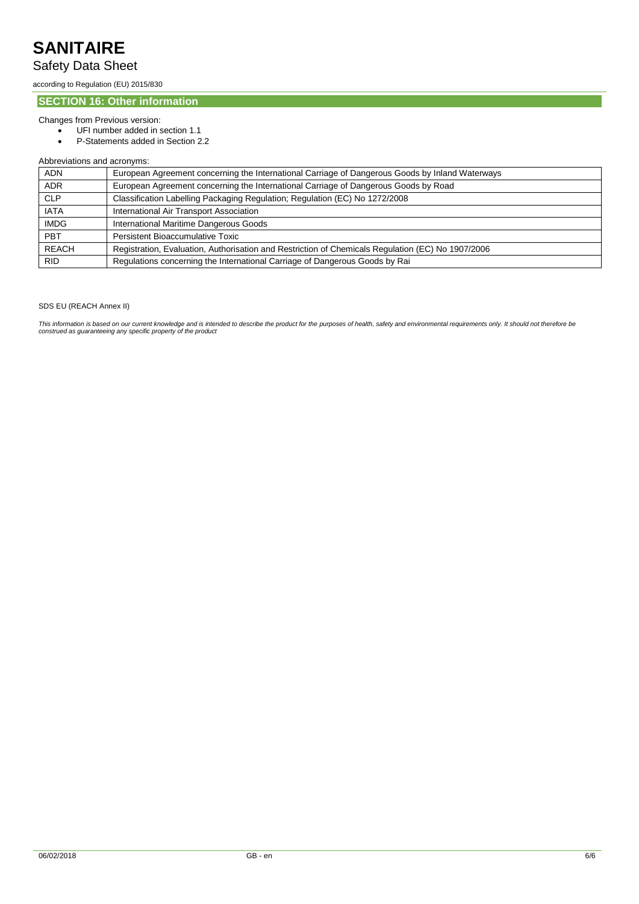## SECTION 16: Other information

Changes from Previous version:

- UFI number added in section 1.1
- P-Statements added in Section 2.2

Abbreviations and acronyms:

| | |
|---|---|
| ADN | European Agreement concerning the International Carriage of Dangerous Goods by Inland Waterways |
| ADR | European Agreement concerning the International Carriage of Dangerous Goods by Road |
| CLP | Classification Labelling Packaging Regulation; Regulation (EC) No 1272/2008 |
| IATA | International Air Transport Association |
| IMDG | International Maritime Dangerous Goods |
| PBT | Persistent Bioaccumulative Toxic |
| REACH | Registration, Evaluation, Authorisation and Restriction of Chemicals Regulation (EC) No 1907/2006 |
| RID | Regulations concerning the International Carriage of Dangerous Goods by Rai |

SDS EU (REACH Annex II)

*This information is based on our current knowledge and is intended to describe the product for the purposes of health, safety and environmental requirements only. It should not therefore be construed as guaranteeing any specific property of the product*